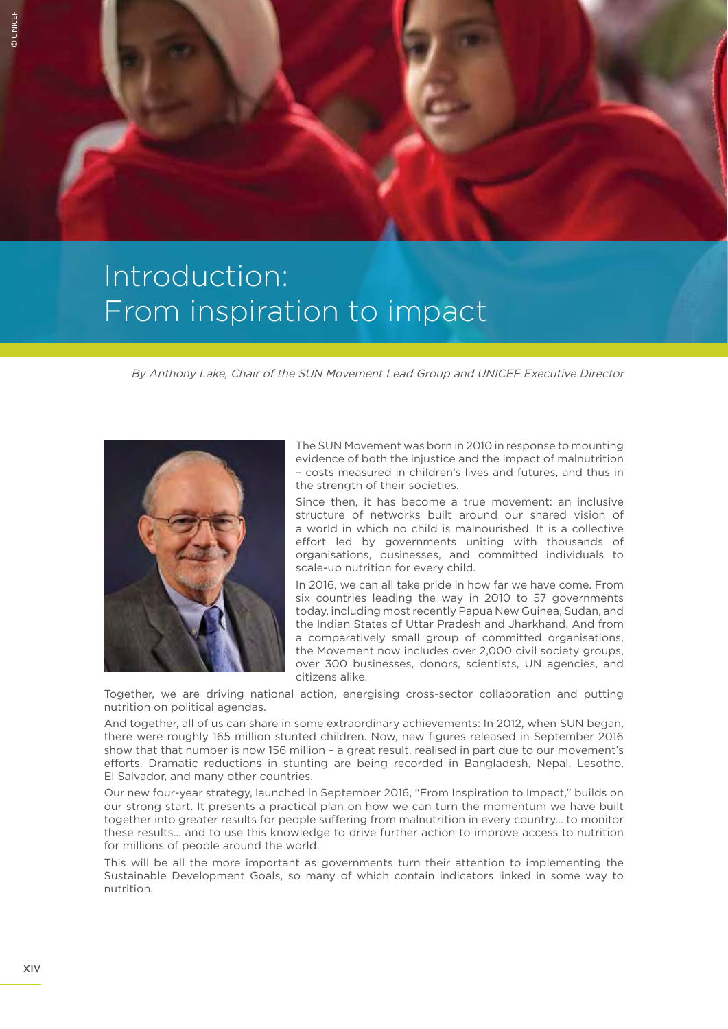# Introduction: From inspiration to impact

*By Anthony Lake, Chair of the SUN Movement Lead Group and UNICEF Executive Director*

The SUN Movement was born in 2010 in response to mounting evidence of both the injustice and the impact of malnutrition – costs measured in children's lives and futures, and thus in the strength of their societies.

Since then, it has become a true movement: an inclusive structure of networks built around our shared vision of a world in which no child is malnourished. It is a collective effort led by governments uniting with thousands of organisations, businesses, and committed individuals to scale-up nutrition for every child.

In 2016, we can all take pride in how far we have come. From six countries leading the way in 2010 to 57 governments today, including most recently Papua New Guinea, Sudan, and the Indian States of Uttar Pradesh and Jharkhand. And from a comparatively small group of committed organisations, the Movement now includes over 2,000 civil society groups, over 300 businesses, donors, scientists, UN agencies, and citizens alike.

Together, we are driving national action, energising cross-sector collaboration and putting nutrition on political agendas.

And together, all of us can share in some extraordinary achievements: In 2012, when SUN began, there were roughly 165 million stunted children. Now, new figures released in September 2016 show that that number is now 156 million – a great result, realised in part due to our movement's efforts. Dramatic reductions in stunting are being recorded in Bangladesh, Nepal, Lesotho, El Salvador, and many other countries.

Our new four-year strategy, launched in September 2016, "From Inspiration to Impact," builds on our strong start. It presents a practical plan on how we can turn the momentum we have built together into greater results for people suffering from malnutrition in every country... to monitor these results... and to use this knowledge to drive further action to improve access to nutrition for millions of people around the world.

This will be all the more important as governments turn their attention to implementing the Sustainable Development Goals, so many of which contain indicators linked in some way to nutrition.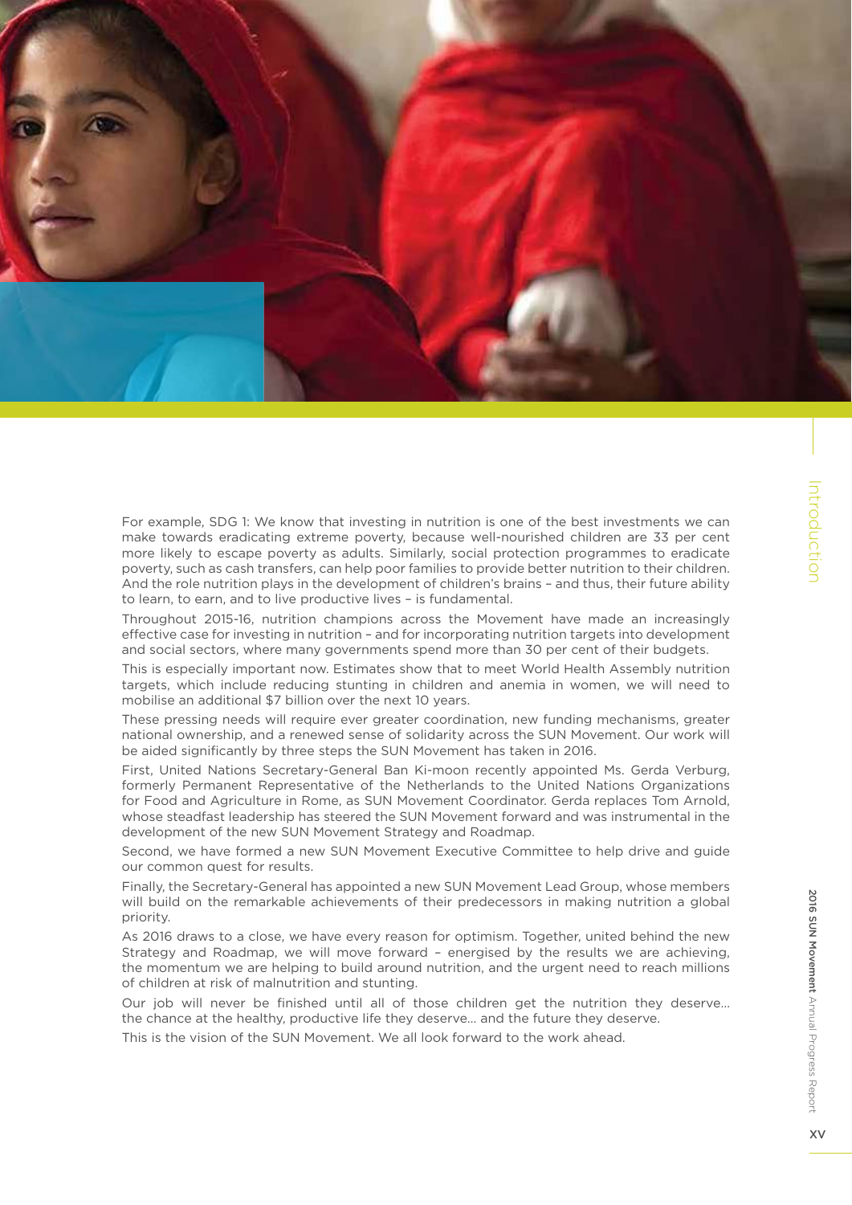For example, SDG 1: We know that investing in nutrition is one of the best investments we can make towards eradicating extreme poverty, because well-nourished children are 33 per cent more likely to escape poverty as adults. Similarly, social protection programmes to eradicate poverty, such as cash transfers, can help poor families to provide better nutrition to their children. And the role nutrition plays in the development of children's brains – and thus, their future ability to learn, to earn, and to live productive lives – is fundamental.

Throughout 2015-16, nutrition champions across the Movement have made an increasingly effective case for investing in nutrition – and for incorporating nutrition targets into development and social sectors, where many governments spend more than 30 per cent of their budgets.

This is especially important now. Estimates show that to meet World Health Assembly nutrition targets, which include reducing stunting in children and anemia in women, we will need to mobilise an additional $7 billion over the next 10 years.

These pressing needs will require ever greater coordination, new funding mechanisms, greater national ownership, and a renewed sense of solidarity across the SUN Movement. Our work will be aided significantly by three steps the SUN Movement has taken in 2016.

First, United Nations Secretary-General Ban Ki-moon recently appointed Ms. Gerda Verburg, formerly Permanent Representative of the Netherlands to the United Nations Organizations for Food and Agriculture in Rome, as SUN Movement Coordinator. Gerda replaces Tom Arnold, whose steadfast leadership has steered the SUN Movement forward and was instrumental in the development of the new SUN Movement Strategy and Roadmap.

Second, we have formed a new SUN Movement Executive Committee to help drive and guide our common quest for results.

Finally, the Secretary-General has appointed a new SUN Movement Lead Group, whose members will build on the remarkable achievements of their predecessors in making nutrition a global priority.

As 2016 draws to a close, we have every reason for optimism. Together, united behind the new Strategy and Roadmap, we will move forward – energised by the results we are achieving, the momentum we are helping to build around nutrition, and the urgent need to reach millions of children at risk of malnutrition and stunting.

Our job will never be finished until all of those children get the nutrition they deserve… the chance at the healthy, productive life they deserve… and the future they deserve.

This is the vision of the SUN Movement. We all look forward to the work ahead.